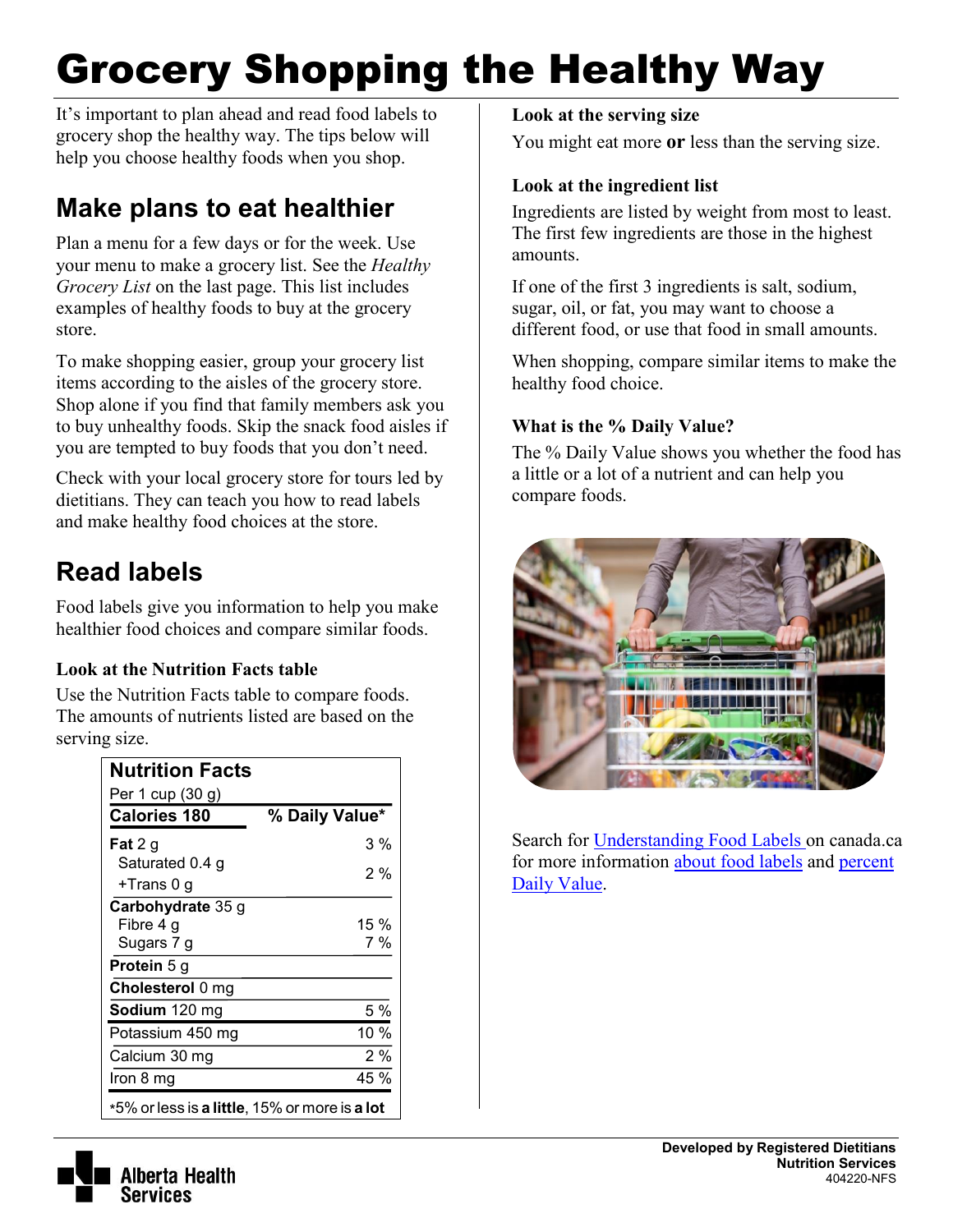# Grocery Shopping the Healthy Way

It's important to plan ahead and read food labels to grocery shop the healthy way. The tips below will help you choose healthy foods when you shop.

## Make plans to eat healthier

Plan a menu for a few days or for the week. Use your menu to make a grocery list. See the *Healthy Grocery List* on the last page. This list includes examples of healthy foods to buy at the grocery store.

To make shopping easier, group your grocery list items according to the aisles of the grocery store. Shop alone if you find that family members ask you to buy unhealthy foods. Skip the snack food aisles if you are tempted to buy foods that you don't need.

Check with your local grocery store for tours led by dietitians. They can teach you how to read labels and make healthy food choices at the store.

## Read labels

Food labels give you information to help you make healthier food choices and compare similar foods.

### Look at the Nutrition Facts table

Use the Nutrition Facts table to compare foods. The amounts of nutrients listed are based on the serving size.

| Nutrition Facts | |
|---|---|
| Per 1 cup (30 g) | |
| **Calories 180** | **% Daily Value*** |
| **Fat** 2 g | 3 % |
| Saturated 0.4 g +Trans 0 g | 2 % |
| **Carbohydrate** 35 g | |
| Fibre 4 g | 15 % |
| Sugars 7 g | 7 % |
| **Protein** 5 g | |
| **Cholesterol** 0 mg | |
| **Sodium** 120 mg | 5 % |
| Potassium 450 mg | 10 % |
| Calcium 30 mg | 2 % |
| Iron 8 mg | 45 % |
| *5% or less is **a little**, 15% or more is **a lot** | |

### Look at the serving size

You might eat more **or** less than the serving size.

### Look at the ingredient list

Ingredients are listed by weight from most to least. The first few ingredients are those in the highest amounts.

If one of the first 3 ingredients is salt, sodium, sugar, oil, or fat, you may want to choose a different food, or use that food in small amounts.

When shopping, compare similar items to make the healthy food choice.

### What is the % Daily Value?

The % Daily Value shows you whether the food has a little or a lot of a nutrient and can help you compare foods.

Search for Understanding Food Labels on canada.ca for more information about food labels and percent Daily Value.

**Developed by Registered Dietitians**
**Nutrition Services**
404220-NFS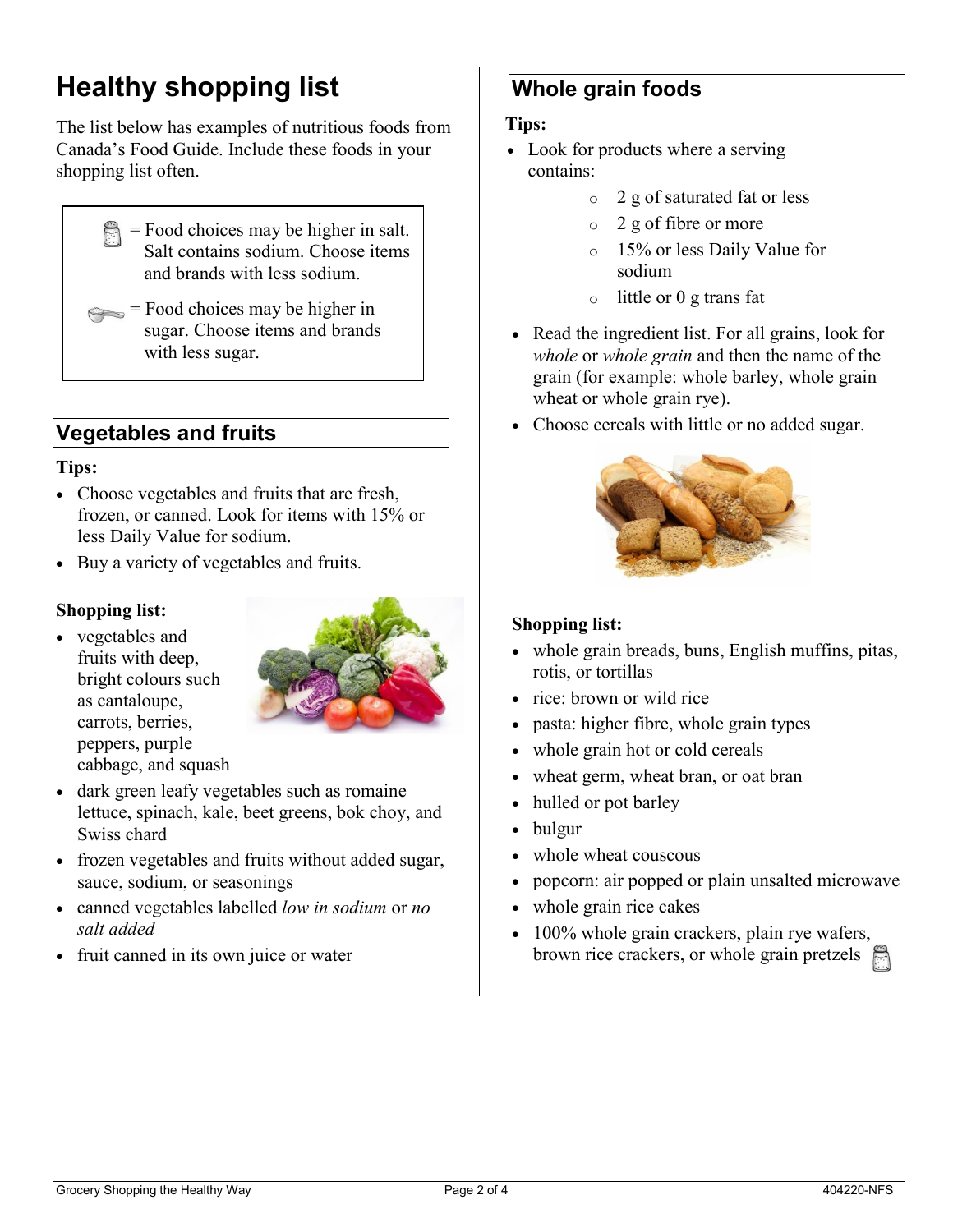# Healthy shopping list

The list below has examples of nutritious foods from Canada's Food Guide. Include these foods in your shopping list often.

> = Food choices may be higher in salt. Salt contains sodium. Choose items and brands with less sodium.
>
> = Food choices may be higher in sugar. Choose items and brands with less sugar.

## Vegetables and fruits

**Tips:**

- Choose vegetables and fruits that are fresh, frozen, or canned. Look for items with 15% or less Daily Value for sodium.
- Buy a variety of vegetables and fruits.

**Shopping list:**

- vegetables and fruits with deep, bright colours such as cantaloupe, carrots, berries, peppers, purple cabbage, and squash
- dark green leafy vegetables such as romaine lettuce, spinach, kale, beet greens, bok choy, and Swiss chard
- frozen vegetables and fruits without added sugar, sauce, sodium, or seasonings
- canned vegetables labelled *low in sodium* or *no salt added*
- fruit canned in its own juice or water

## Whole grain foods

**Tips:**

- Look for products where a serving contains:
  - 2 g of saturated fat or less
  - 2 g of fibre or more
  - 15% or less Daily Value for sodium
  - little or 0 g trans fat
- Read the ingredient list. For all grains, look for *whole* or *whole grain* and then the name of the grain (for example: whole barley, whole grain wheat or whole grain rye).
- Choose cereals with little or no added sugar.

**Shopping list:**

- whole grain breads, buns, English muffins, pitas, rotis, or tortillas
- rice: brown or wild rice
- pasta: higher fibre, whole grain types
- whole grain hot or cold cereals
- wheat germ, wheat bran, or oat bran
- hulled or pot barley
- bulgur
- whole wheat couscous
- popcorn: air popped or plain unsalted microwave
- whole grain rice cakes
- 100% whole grain crackers, plain rye wafers, brown rice crackers, or whole grain pretzels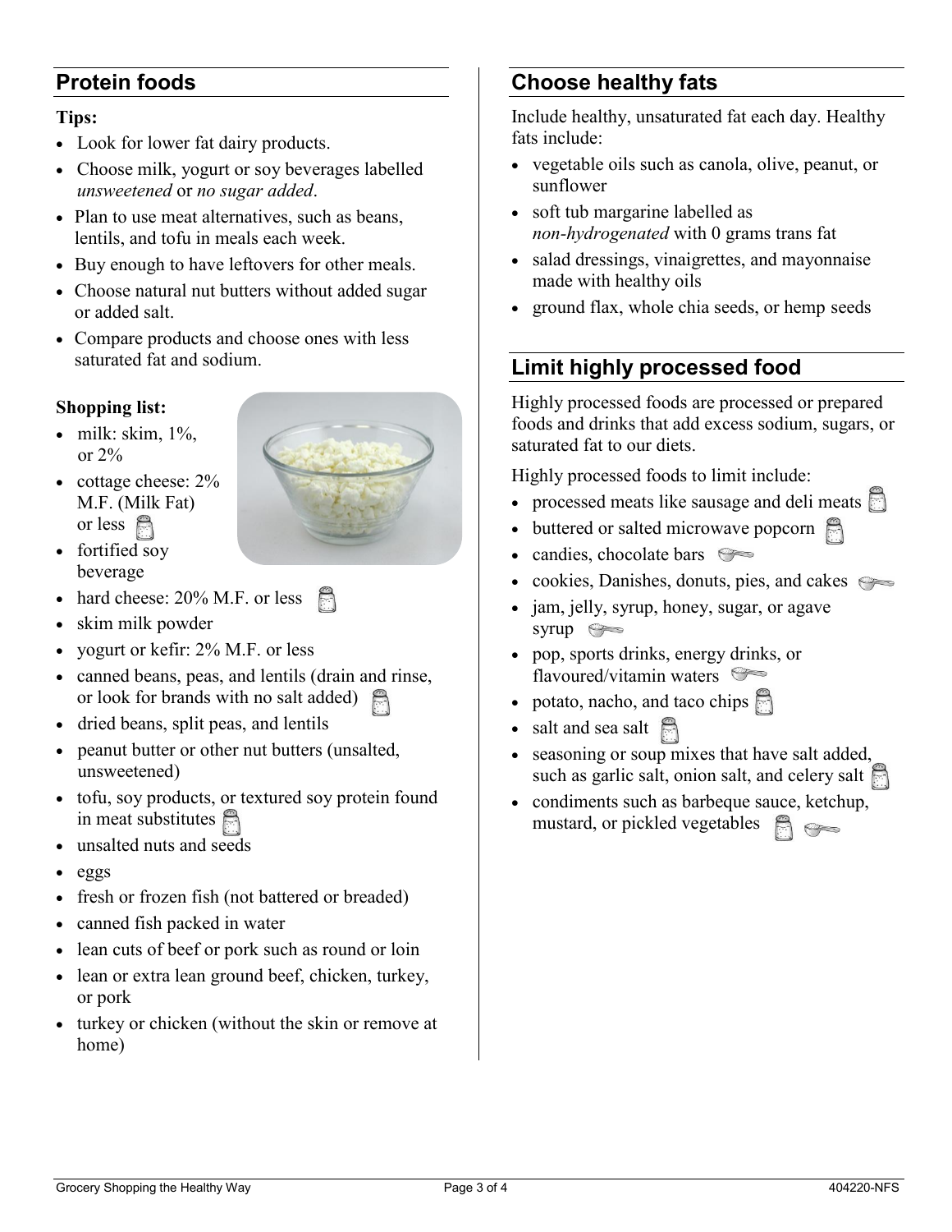## Protein foods

**Tips:**

- Look for lower fat dairy products.
- Choose milk, yogurt or soy beverages labelled *unsweetened* or *no sugar added*.
- Plan to use meat alternatives, such as beans, lentils, and tofu in meals each week.
- Buy enough to have leftovers for other meals.
- Choose natural nut butters without added sugar or added salt.
- Compare products and choose ones with less saturated fat and sodium.

**Shopping list:**

- milk: skim, 1%, or 2%
- cottage cheese: 2% M.F. (Milk Fat) or less
- fortified soy beverage
- hard cheese: 20% M.F. or less
- skim milk powder
- yogurt or kefir: 2% M.F. or less
- canned beans, peas, and lentils (drain and rinse, or look for brands with no salt added)
- dried beans, split peas, and lentils
- peanut butter or other nut butters (unsalted, unsweetened)
- tofu, soy products, or textured soy protein found in meat substitutes
- unsalted nuts and seeds
- eggs
- fresh or frozen fish (not battered or breaded)
- canned fish packed in water
- lean cuts of beef or pork such as round or loin
- lean or extra lean ground beef, chicken, turkey, or pork
- turkey or chicken (without the skin or remove at home)

## Choose healthy fats

Include healthy, unsaturated fat each day. Healthy fats include:

- vegetable oils such as canola, olive, peanut, or sunflower
- soft tub margarine labelled as *non-hydrogenated* with 0 grams trans fat
- salad dressings, vinaigrettes, and mayonnaise made with healthy oils
- ground flax, whole chia seeds, or hemp seeds

## Limit highly processed food

Highly processed foods are processed or prepared foods and drinks that add excess sodium, sugars, or saturated fat to our diets.

Highly processed foods to limit include:

- processed meats like sausage and deli meats
- buttered or salted microwave popcorn
- candies, chocolate bars
- cookies, Danishes, donuts, pies, and cakes
- jam, jelly, syrup, honey, sugar, or agave syrup
- pop, sports drinks, energy drinks, or flavoured/vitamin waters
- potato, nacho, and taco chips
- salt and sea salt
- seasoning or soup mixes that have salt added, such as garlic salt, onion salt, and celery salt
- condiments such as barbeque sauce, ketchup, mustard, or pickled vegetables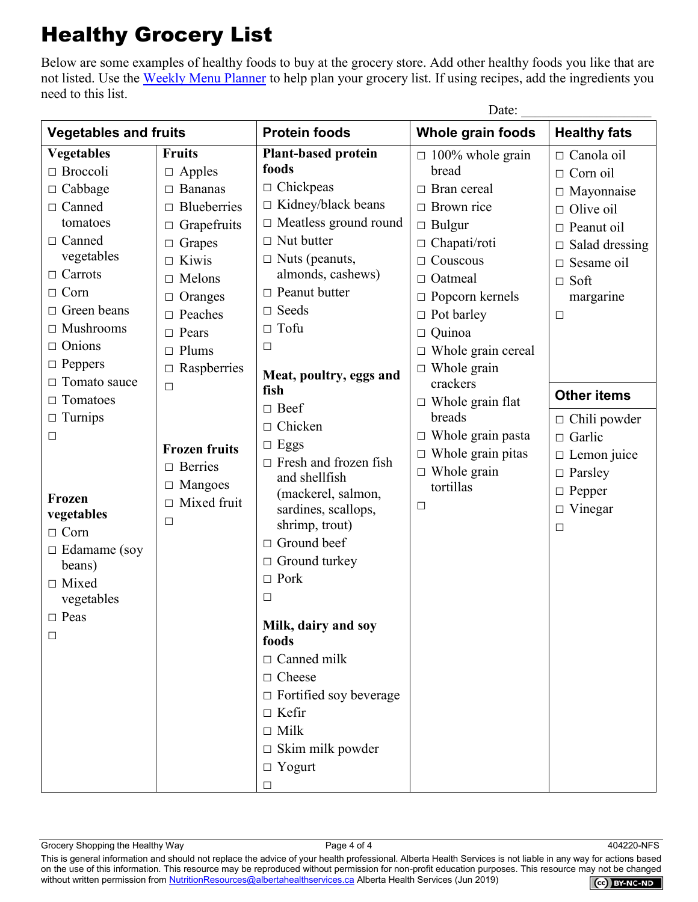# Healthy Grocery List

Below are some examples of healthy foods to buy at the grocery store. Add other healthy foods you like that are not listed. Use the Weekly Menu Planner to help plan your grocery list. If using recipes, add the ingredients you need to this list.

Date: ___________________

## Vegetables and fruits

**Vegetables**

- ☐ Broccoli
- ☐ Cabbage
- ☐ Canned tomatoes
- ☐ Canned vegetables
- ☐ Carrots
- ☐ Corn
- ☐ Green beans
- ☐ Mushrooms
- ☐ Onions
- ☐ Peppers
- ☐ Tomato sauce
- ☐ Tomatoes
- ☐ Turnips
- ☐

**Frozen vegetables**

- ☐ Corn
- ☐ Edamame (soy beans)
- ☐ Mixed vegetables
- ☐ Peas
- ☐

**Fruits**

- ☐ Apples
- ☐ Bananas
- ☐ Blueberries
- ☐ Grapefruits
- ☐ Grapes
- ☐ Kiwis
- ☐ Melons
- ☐ Oranges
- ☐ Peaches
- ☐ Pears
- ☐ Plums
- ☐ Raspberries
- ☐

**Frozen fruits**

- ☐ Berries
- ☐ Mangoes
- ☐ Mixed fruit
- ☐

## Protein foods

**Plant-based protein foods**

- ☐ Chickpeas
- ☐ Kidney/black beans
- ☐ Meatless ground round
- ☐ Nut butter
- ☐ Nuts (peanuts, almonds, cashews)
- ☐ Peanut butter
- ☐ Seeds
- ☐ Tofu
- ☐

**Meat, poultry, eggs and fish**

- ☐ Beef
- ☐ Chicken
- ☐ Eggs
- ☐ Fresh and frozen fish and shellfish (mackerel, salmon, sardines, scallops, shrimp, trout)
- ☐ Ground beef
- ☐ Ground turkey
- ☐ Pork
- ☐

**Milk, dairy and soy foods**

- ☐ Canned milk
- ☐ Cheese
- ☐ Fortified soy beverage
- ☐ Kefir
- ☐ Milk
- ☐ Skim milk powder
- ☐ Yogurt
- ☐

## Whole grain foods

- ☐ 100% whole grain bread
- ☐ Bran cereal
- ☐ Brown rice
- ☐ Bulgur
- ☐ Chapati/roti
- ☐ Couscous
- ☐ Oatmeal
- ☐ Popcorn kernels
- ☐ Pot barley
- ☐ Quinoa
- ☐ Whole grain cereal
- ☐ Whole grain crackers
- ☐ Whole grain flat breads
- ☐ Whole grain pasta
- ☐ Whole grain pitas
- ☐ Whole grain tortillas
- ☐

## Healthy fats

- ☐ Canola oil
- ☐ Corn oil
- ☐ Mayonnaise
- ☐ Olive oil
- ☐ Peanut oil
- ☐ Salad dressing
- ☐ Sesame oil
- ☐ Soft margarine
- ☐

## Other items

- ☐ Chili powder
- ☐ Garlic
- ☐ Lemon juice
- ☐ Parsley
- ☐ Pepper
- ☐ Vinegar
- ☐

This is general information and should not replace the advice of your health professional. Alberta Health Services is not liable in any way for actions based on the use of this information. This resource may be reproduced without permission for non-profit education purposes. This resource may not be changed without written permission from NutritionResources@albertahealthservices.ca Alberta Health Services (Jun 2019)